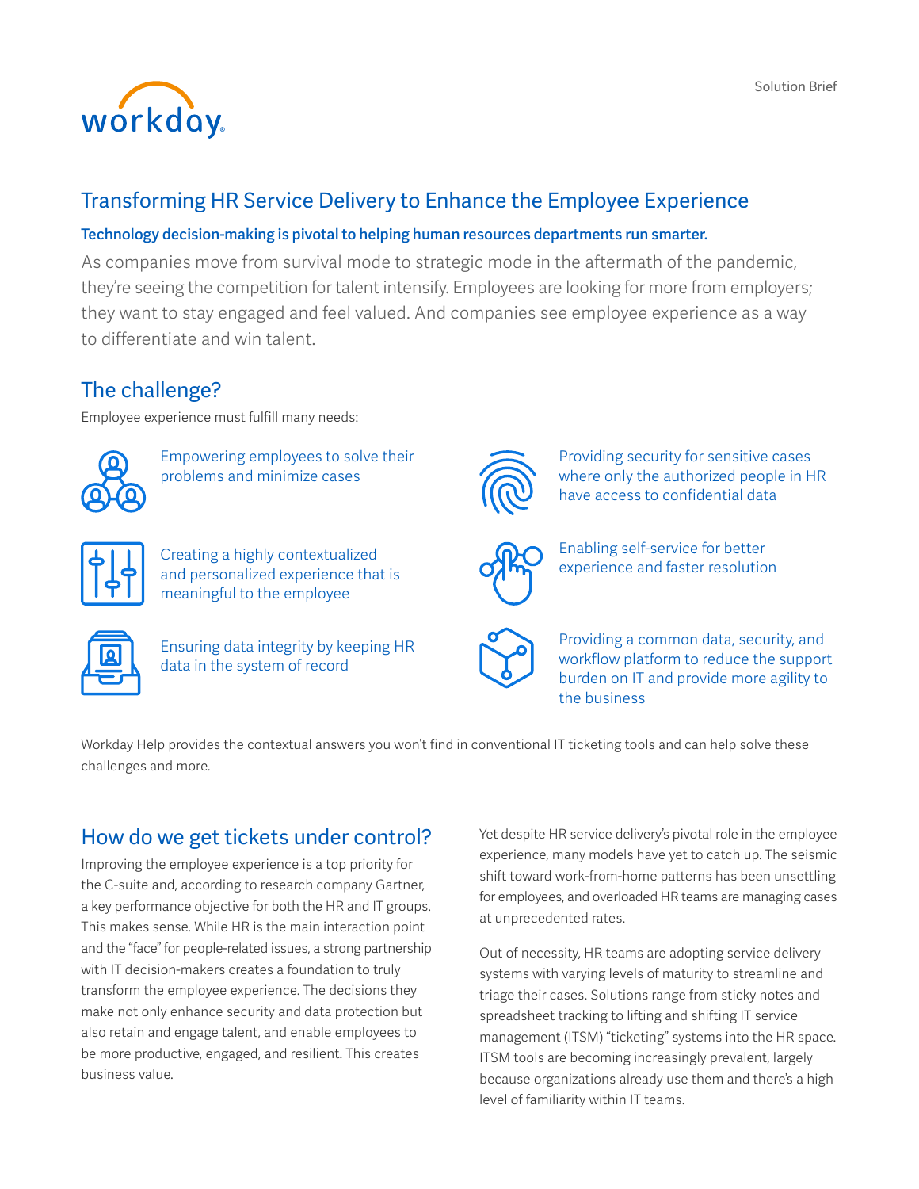Solution Brief

# Transforming HR Service Delivery to Enhance the Employee Experience

**Technology decision-making is pivotal to helping human resources departments run smarter.**

As companies move from survival mode to strategic mode in the aftermath of the pandemic, they're seeing the competition for talent intensify. Employees are looking for more from employers; they want to stay engaged and feel valued. And companies see employee experience as a way to differentiate and win talent.

## The challenge?

Employee experience must fulfill many needs:

- Empowering employees to solve their problems and minimize cases
- Creating a highly contextualized and personalized experience that is meaningful to the employee
- Ensuring data integrity by keeping HR data in the system of record
- Providing security for sensitive cases where only the authorized people in HR have access to confidential data
- Enabling self-service for better experience and faster resolution
- Providing a common data, security, and workflow platform to reduce the support burden on IT and provide more agility to the business

Workday Help provides the contextual answers you won't find in conventional IT ticketing tools and can help solve these challenges and more.

## How do we get tickets under control?

Improving the employee experience is a top priority for the C-suite and, according to research company Gartner, a key performance objective for both the HR and IT groups. This makes sense. While HR is the main interaction point and the "face" for people-related issues, a strong partnership with IT decision-makers creates a foundation to truly transform the employee experience. The decisions they make not only enhance security and data protection but also retain and engage talent, and enable employees to be more productive, engaged, and resilient. This creates business value.

Yet despite HR service delivery's pivotal role in the employee experience, many models have yet to catch up. The seismic shift toward work-from-home patterns has been unsettling for employees, and overloaded HR teams are managing cases at unprecedented rates.

Out of necessity, HR teams are adopting service delivery systems with varying levels of maturity to streamline and triage their cases. Solutions range from sticky notes and spreadsheet tracking to lifting and shifting IT service management (ITSM) "ticketing" systems into the HR space. ITSM tools are becoming increasingly prevalent, largely because organizations already use them and there's a high level of familiarity within IT teams.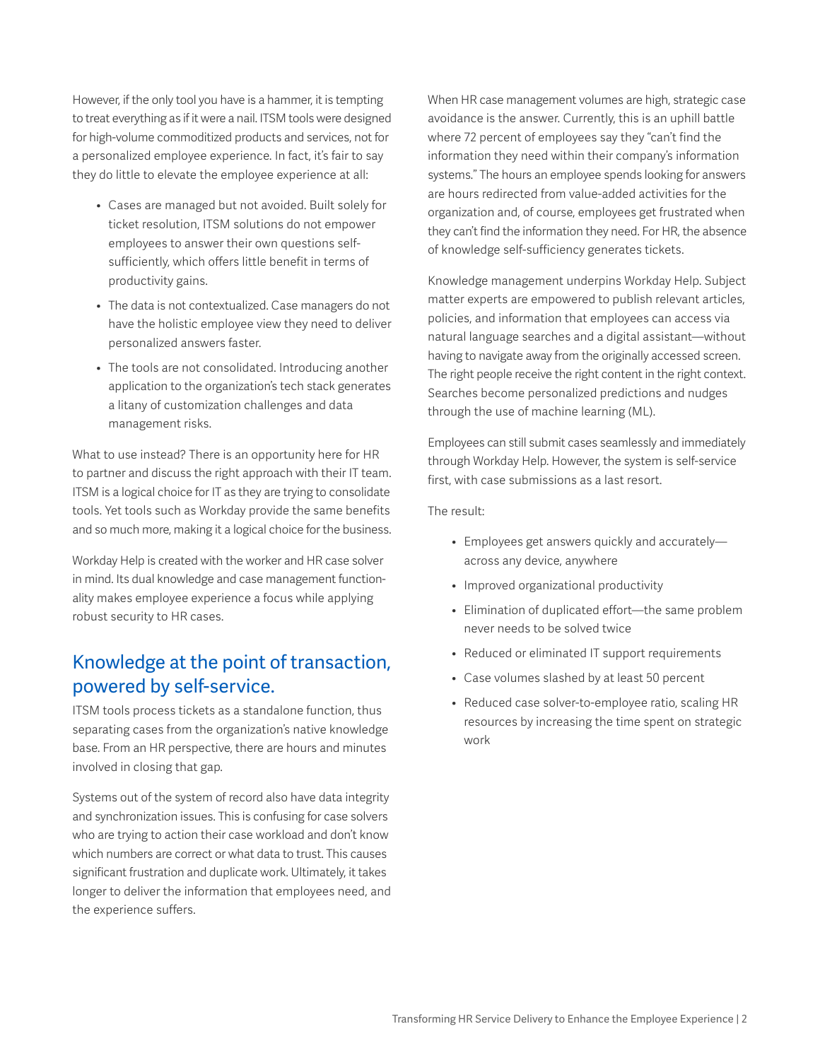However, if the only tool you have is a hammer, it is tempting to treat everything as if it were a nail. ITSM tools were designed for high-volume commoditized products and services, not for a personalized employee experience. In fact, it's fair to say they do little to elevate the employee experience at all:

- Cases are managed but not avoided. Built solely for ticket resolution, ITSM solutions do not empower employees to answer their own questions self-sufficiently, which offers little benefit in terms of productivity gains.
- The data is not contextualized. Case managers do not have the holistic employee view they need to deliver personalized answers faster.
- The tools are not consolidated. Introducing another application to the organization's tech stack generates a litany of customization challenges and data management risks.

What to use instead? There is an opportunity here for HR to partner and discuss the right approach with their IT team. ITSM is a logical choice for IT as they are trying to consolidate tools. Yet tools such as Workday provide the same benefits and so much more, making it a logical choice for the business.

Workday Help is created with the worker and HR case solver in mind. Its dual knowledge and case management functionality makes employee experience a focus while applying robust security to HR cases.

## Knowledge at the point of transaction, powered by self-service.

ITSM tools process tickets as a standalone function, thus separating cases from the organization's native knowledge base. From an HR perspective, there are hours and minutes involved in closing that gap.

Systems out of the system of record also have data integrity and synchronization issues. This is confusing for case solvers who are trying to action their case workload and don't know which numbers are correct or what data to trust. This causes significant frustration and duplicate work. Ultimately, it takes longer to deliver the information that employees need, and the experience suffers.

When HR case management volumes are high, strategic case avoidance is the answer. Currently, this is an uphill battle where 72 percent of employees say they "can't find the information they need within their company's information systems." The hours an employee spends looking for answers are hours redirected from value-added activities for the organization and, of course, employees get frustrated when they can't find the information they need. For HR, the absence of knowledge self-sufficiency generates tickets.

Knowledge management underpins Workday Help. Subject matter experts are empowered to publish relevant articles, policies, and information that employees can access via natural language searches and a digital assistant—without having to navigate away from the originally accessed screen. The right people receive the right content in the right context. Searches become personalized predictions and nudges through the use of machine learning (ML).

Employees can still submit cases seamlessly and immediately through Workday Help. However, the system is self-service first, with case submissions as a last resort.

The result:

- Employees get answers quickly and accurately—across any device, anywhere
- Improved organizational productivity
- Elimination of duplicated effort—the same problem never needs to be solved twice
- Reduced or eliminated IT support requirements
- Case volumes slashed by at least 50 percent
- Reduced case solver-to-employee ratio, scaling HR resources by increasing the time spent on strategic work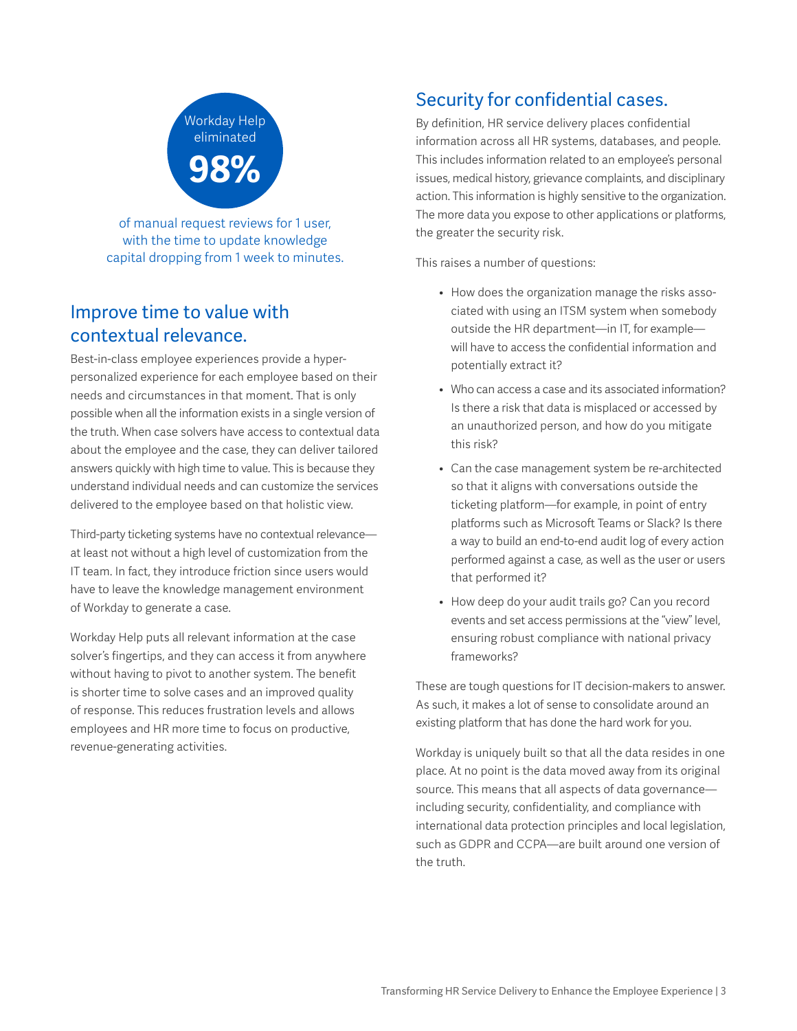Workday Help eliminated

**98%**

of manual request reviews for 1 user, with the time to update knowledge capital dropping from 1 week to minutes.

## Improve time to value with contextual relevance.

Best-in-class employee experiences provide a hyper-personalized experience for each employee based on their needs and circumstances in that moment. That is only possible when all the information exists in a single version of the truth. When case solvers have access to contextual data about the employee and the case, they can deliver tailored answers quickly with high time to value. This is because they understand individual needs and can customize the services delivered to the employee based on that holistic view.

Third-party ticketing systems have no contextual relevance—at least not without a high level of customization from the IT team. In fact, they introduce friction since users would have to leave the knowledge management environment of Workday to generate a case.

Workday Help puts all relevant information at the case solver's fingertips, and they can access it from anywhere without having to pivot to another system. The benefit is shorter time to solve cases and an improved quality of response. This reduces frustration levels and allows employees and HR more time to focus on productive, revenue-generating activities.

## Security for confidential cases.

By definition, HR service delivery places confidential information across all HR systems, databases, and people. This includes information related to an employee's personal issues, medical history, grievance complaints, and disciplinary action. This information is highly sensitive to the organization. The more data you expose to other applications or platforms, the greater the security risk.

This raises a number of questions:

- How does the organization manage the risks associated with using an ITSM system when somebody outside the HR department—in IT, for example—will have to access the confidential information and potentially extract it?
- Who can access a case and its associated information? Is there a risk that data is misplaced or accessed by an unauthorized person, and how do you mitigate this risk?
- Can the case management system be re-architected so that it aligns with conversations outside the ticketing platform—for example, in point of entry platforms such as Microsoft Teams or Slack? Is there a way to build an end-to-end audit log of every action performed against a case, as well as the user or users that performed it?
- How deep do your audit trails go? Can you record events and set access permissions at the "view" level, ensuring robust compliance with national privacy frameworks?

These are tough questions for IT decision-makers to answer. As such, it makes a lot of sense to consolidate around an existing platform that has done the hard work for you.

Workday is uniquely built so that all the data resides in one place. At no point is the data moved away from its original source. This means that all aspects of data governance—including security, confidentiality, and compliance with international data protection principles and local legislation, such as GDPR and CCPA—are built around one version of the truth.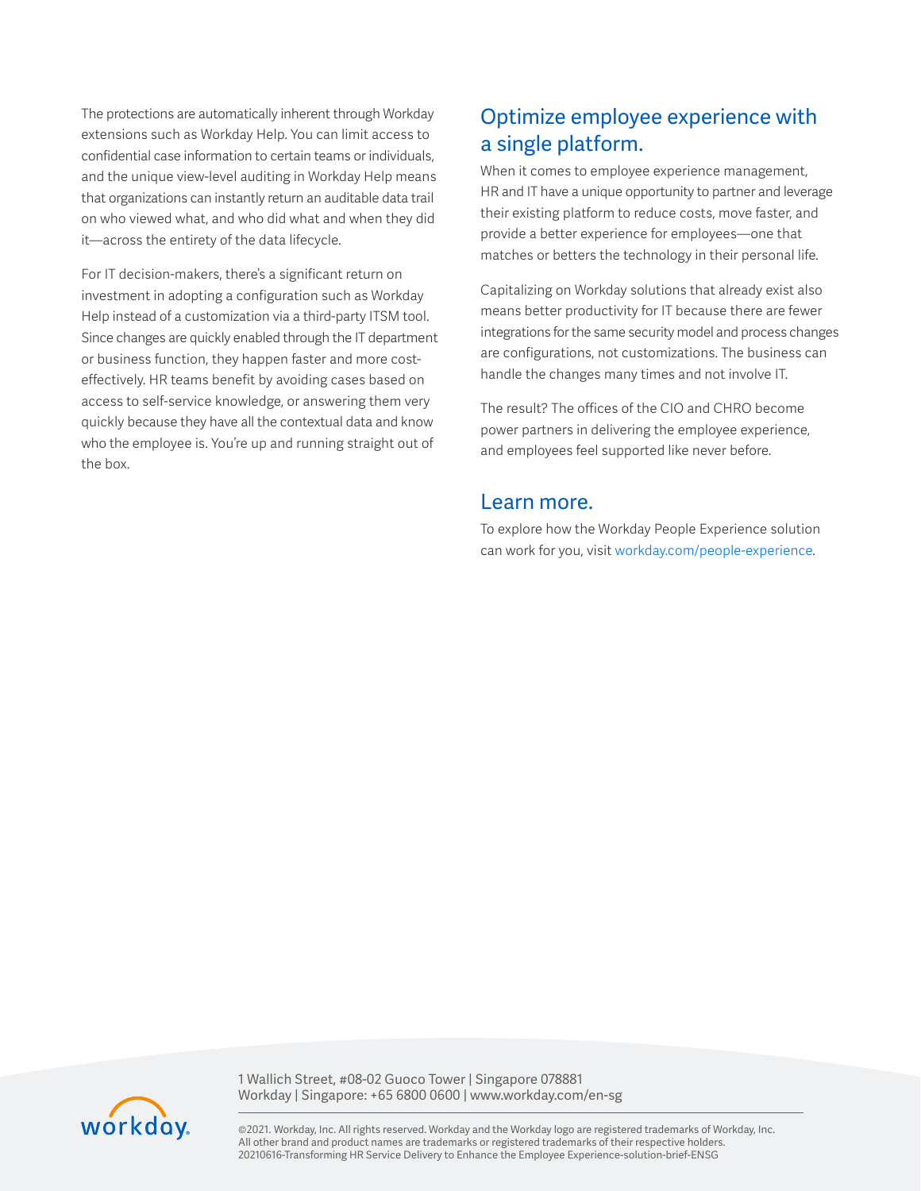The protections are automatically inherent through Workday extensions such as Workday Help. You can limit access to confidential case information to certain teams or individuals, and the unique view-level auditing in Workday Help means that organizations can instantly return an auditable data trail on who viewed what, and who did what and when they did it—across the entirety of the data lifecycle.

For IT decision-makers, there's a significant return on investment in adopting a configuration such as Workday Help instead of a customization via a third-party ITSM tool. Since changes are quickly enabled through the IT department or business function, they happen faster and more cost-effectively. HR teams benefit by avoiding cases based on access to self-service knowledge, or answering them very quickly because they have all the contextual data and know who the employee is. You're up and running straight out of the box.

## Optimize employee experience with a single platform.

When it comes to employee experience management, HR and IT have a unique opportunity to partner and leverage their existing platform to reduce costs, move faster, and provide a better experience for employees—one that matches or betters the technology in their personal life.

Capitalizing on Workday solutions that already exist also means better productivity for IT because there are fewer integrations for the same security model and process changes are configurations, not customizations. The business can handle the changes many times and not involve IT.

The result? The offices of the CIO and CHRO become power partners in delivering the employee experience, and employees feel supported like never before.

## Learn more.

To explore how the Workday People Experience solution can work for you, visit workday.com/people-experience.

1 Wallich Street, #08-02 Guoco Tower | Singapore 078881
Workday | Singapore: +65 6800 0600 | www.workday.com/en-sg

©2021. Workday, Inc. All rights reserved. Workday and the Workday logo are registered trademarks of Workday, Inc. All other brand and product names are trademarks or registered trademarks of their respective holders.
20210616-Transforming HR Service Delivery to Enhance the Employee Experience-solution-brief-ENSG